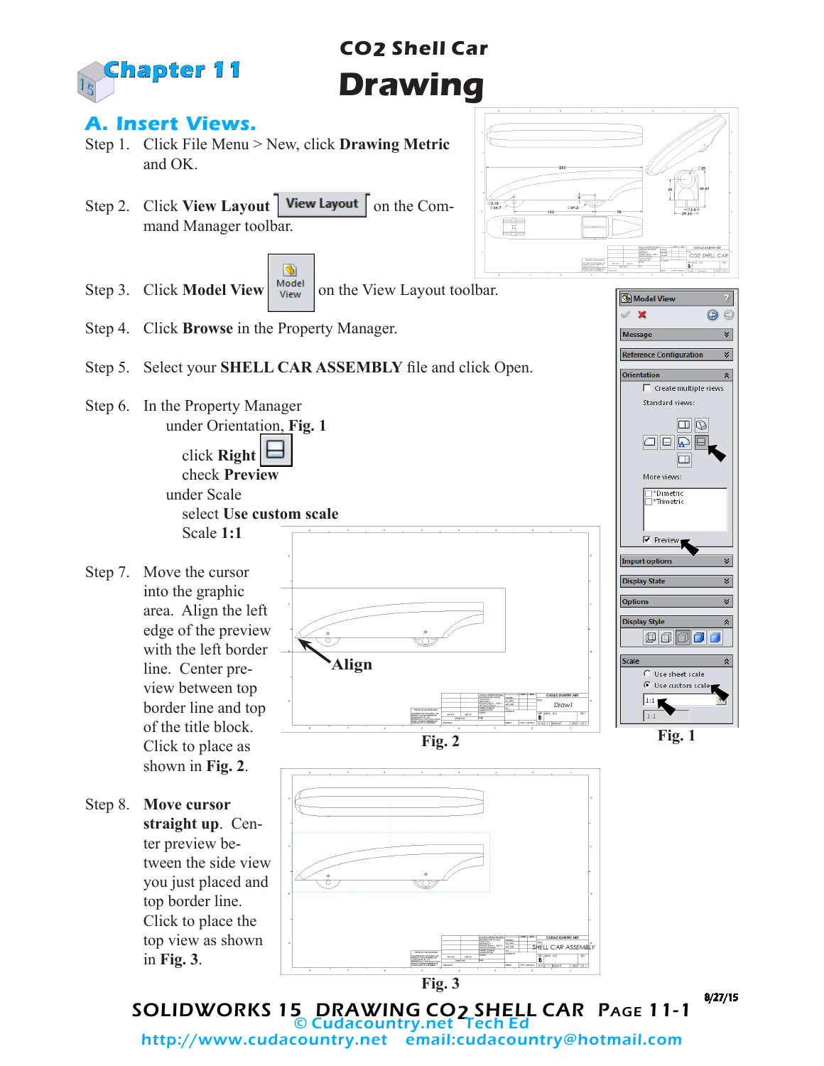# Chapter 11

## CO2 Shell Car

# Drawing

## A. Insert Views.

Step 1. Click File Menu > New, click **Drawing Metric** and OK.

Step 2. Click **View Layout** View Layout on the Command Manager toolbar.

Step 3. Click **Model View** Model View on the View Layout toolbar.

Step 4. Click **Browse** in the Property Manager.

Step 5. Select your **SHELL CAR ASSEMBLY** file and click Open.

Step 6. In the Property Manager
under Orientation, **Fig. 1**
click **Right**
check **Preview**
under Scale
select **Use custom scale**
Scale **1:1**

Step 7. Move the cursor into the graphic area. Align the left edge of the preview with the left border line. Center preview between top border line and top of the title block. Click to place as shown in **Fig. 2**.

Align

Fig. 2

Fig. 1

Step 8. **Move cursor straight up**. Center preview between the side view you just placed and top border line. Click to place the top view as shown in **Fig. 3**.

Fig. 3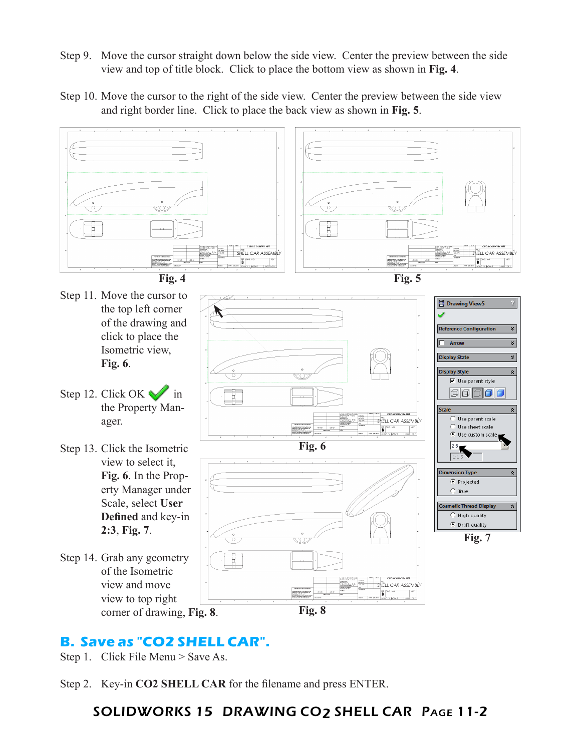Step 9. Move the cursor straight down below the side view. Center the preview between the side view and top of title block. Click to place the bottom view as shown in **Fig. 4**.

Step 10. Move the cursor to the right of the side view. Center the preview between the side view and right border line. Click to place the back view as shown in **Fig. 5**.

**Fig. 4**

**Fig. 5**

Step 11. Move the cursor to the top left corner of the drawing and click to place the Isometric view, **Fig. 6**.

Step 12. Click OK in the Property Manager.

Step 13. Click the Isometric view to select it, **Fig. 6**. In the Property Manager under Scale, select **User Defined** and key-in **2:3**, **Fig. 7**.

Step 14. Grab any geometry of the Isometric view and move view to top right corner of drawing, **Fig. 8**.

**Fig. 6**

**Fig. 7**

**Fig. 8**

## B. Save as "CO2 SHELL CAR".

Step 1. Click File Menu > Save As.

Step 2. Key-in **CO2 SHELL CAR** for the filename and press ENTER.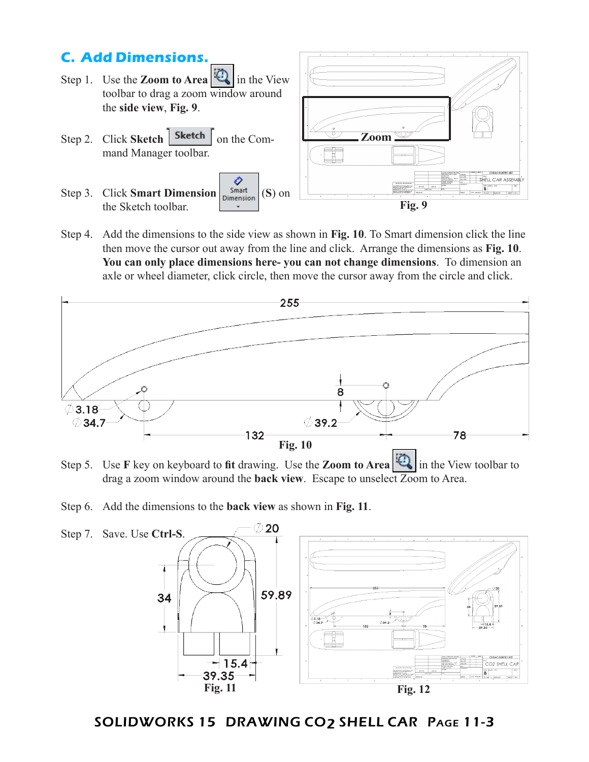## C. Add Dimensions.

Step 1. Use the **Zoom to Area** in the View toolbar to drag a zoom window around the **side view**, **Fig. 9**.

Step 2. Click **Sketch** on the Command Manager toolbar.

Step 3. Click **Smart Dimension** (**S**) on the Sketch toolbar.

Fig. 9

Step 4. Add the dimensions to the side view as shown in **Fig. 10**. To Smart dimension click the line then move the cursor out away from the line and click. Arrange the dimensions as **Fig. 10**. **You can only place dimensions here- you can not change dimensions**. To dimension an axle or wheel diameter, click circle, then move the cursor away from the circle and click.

Fig. 10

Step 5. Use **F** key on keyboard to **fit** drawing. Use the **Zoom to Area** in the View toolbar to drag a zoom window around the **back view**. Escape to unselect Zoom to Area.

Step 6. Add the dimensions to the **back view** as shown in **Fig. 11**.

Step 7. Save. Use **Ctrl-S**.

Fig. 11

Fig. 12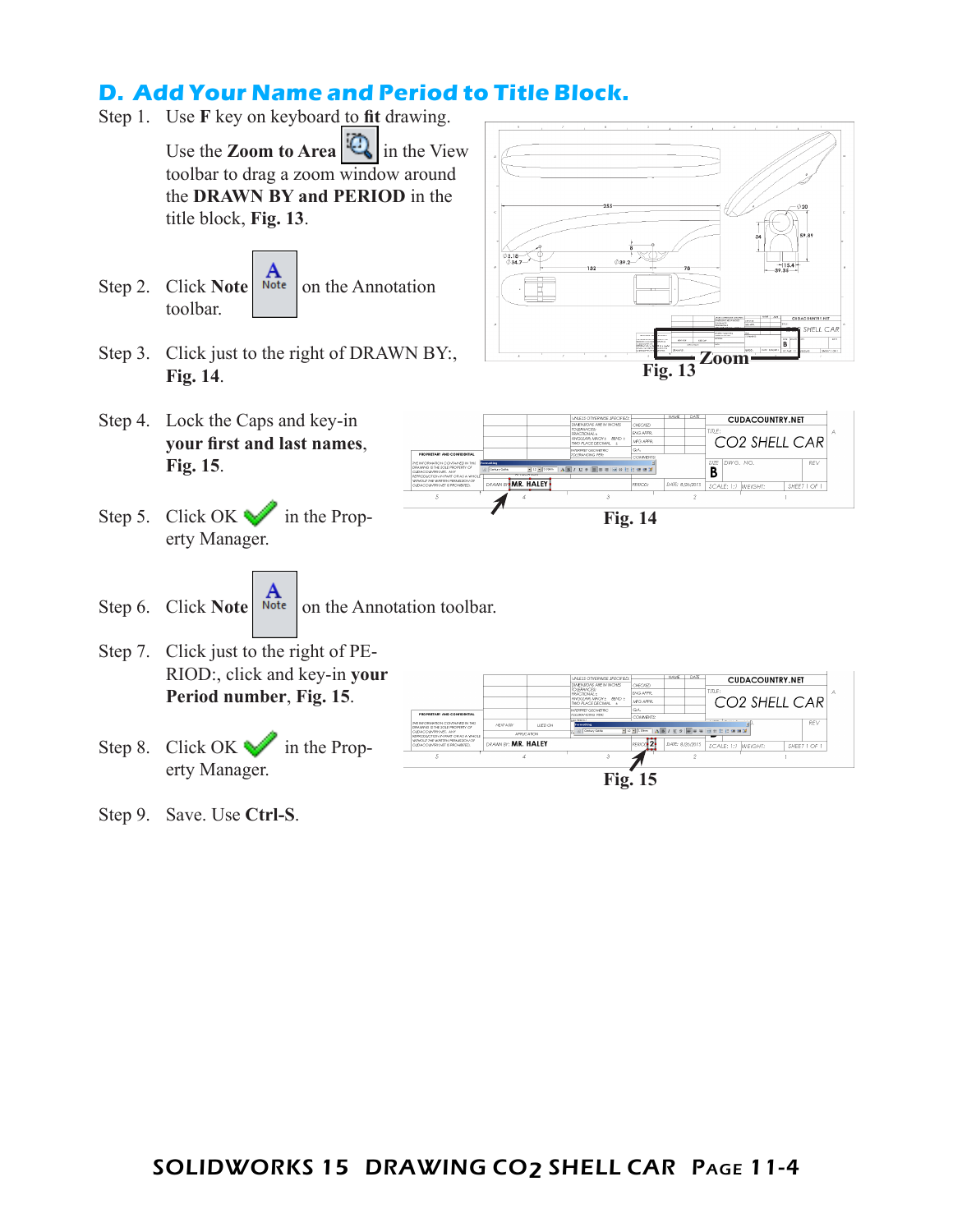## D. Add Your Name and Period to Title Block.

Step 1. Use **F** key on keyboard to **fit** drawing.

Use the **Zoom to Area** in the View toolbar to drag a zoom window around the **DRAWN BY and PERIOD** in the title block, **Fig. 13**.

Fig. 13

Step 2. Click **Note** on the Annotation toolbar.

Step 3. Click just to the right of DRAWN BY:, **Fig. 14**.

Step 4. Lock the Caps and key-in **your first and last names**, **Fig. 15**.

Step 5. Click OK in the Property Manager.

Fig. 14

Step 6. Click **Note** on the Annotation toolbar.

Step 7. Click just to the right of PERIOD:, click and key-in **your Period number**, **Fig. 15**.

Step 8. Click OK in the Property Manager.

Fig. 15

Step 9. Save. Use **Ctrl-S**.